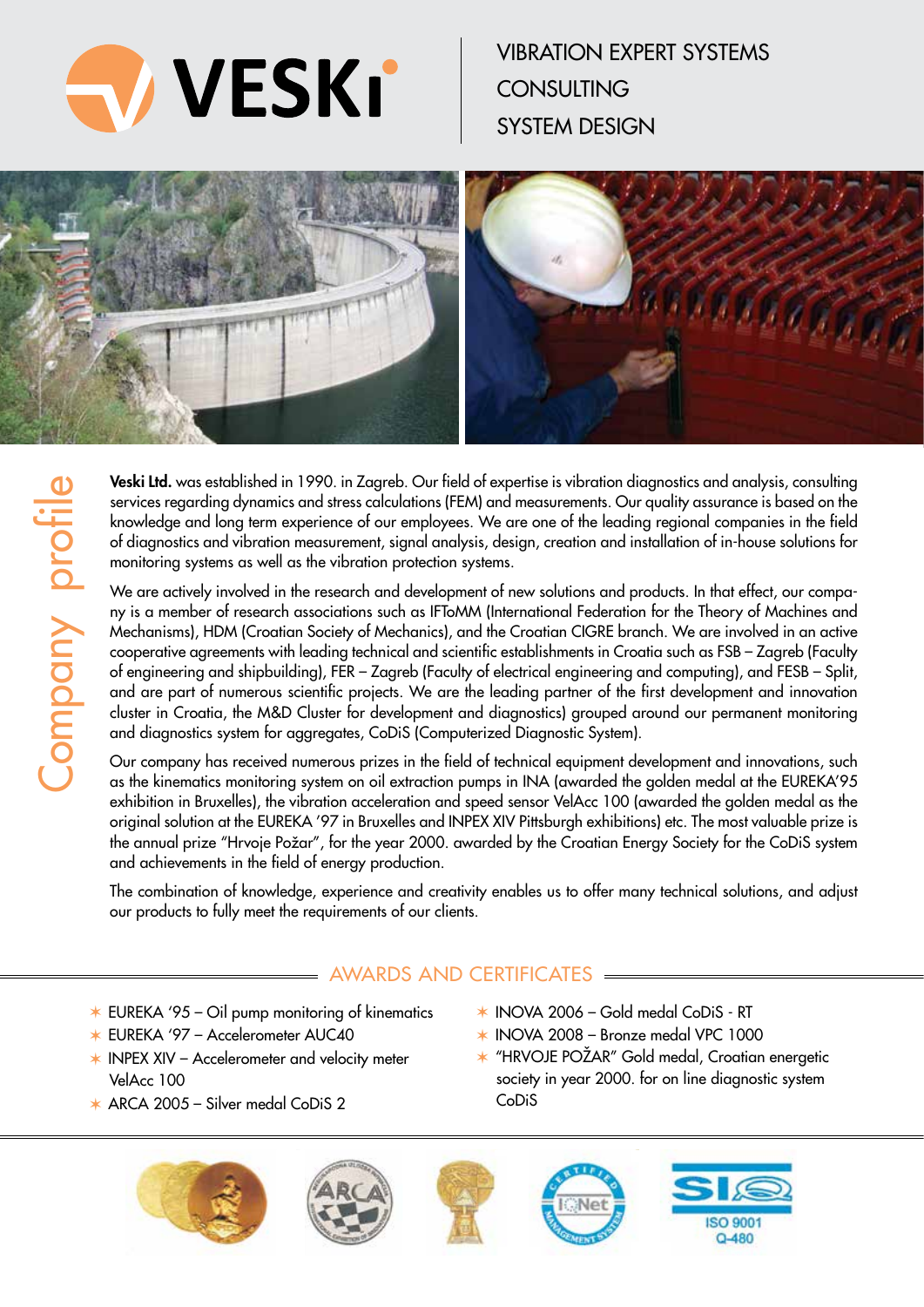# VESKI

VIBRATION EXPERT SYSTEMS
CONSULTING
SYSTEM DESIGN

## Company profile

**Veski Ltd.** was established in 1990. in Zagreb. Our field of expertise is vibration diagnostics and analysis, consulting services regarding dynamics and stress calculations (FEM) and measurements. Our quality assurance is based on the knowledge and long term experience of our employees. We are one of the leading regional companies in the field of diagnostics and vibration measurement, signal analysis, design, creation and installation of in-house solutions for monitoring systems as well as the vibration protection systems.

We are actively involved in the research and development of new solutions and products. In that effect, our company is a member of research associations such as IFToMM (International Federation for the Theory of Machines and Mechanisms), HDM (Croatian Society of Mechanics), and the Croatian CIGRE branch. We are involved in an active cooperative agreements with leading technical and scientific establishments in Croatia such as FSB – Zagreb (Faculty of engineering and shipbuilding), FER – Zagreb (Faculty of electrical engineering and computing), and FESB – Split, and are part of numerous scientific projects. We are the leading partner of the first development and innovation cluster in Croatia, the M&D Cluster for development and diagnostics) grouped around our permanent monitoring and diagnostics system for aggregates, CoDiS (Computerized Diagnostic System).

Our company has received numerous prizes in the field of technical equipment development and innovations, such as the kinematics monitoring system on oil extraction pumps in INA (awarded the golden medal at the EUREKA'95 exhibition in Bruxelles), the vibration acceleration and speed sensor VelAcc 100 (awarded the golden medal as the original solution at the EUREKA '97 in Bruxelles and INPEX XIV Pittsburgh exhibitions) etc. The most valuable prize is the annual prize "Hrvoje Požar", for the year 2000. awarded by the Croatian Energy Society for the CoDiS system and achievements in the field of energy production.

The combination of knowledge, experience and creativity enables us to offer many technical solutions, and adjust our products to fully meet the requirements of our clients.

## AWARDS AND CERTIFICATES

- EUREKA '95 – Oil pump monitoring of kinematics
- EUREKA '97 – Accelerometer AUC40
- INPEX XIV – Accelerometer and velocity meter VelAcc 100
- ARCA 2005 – Silver medal CoDiS 2
- INOVA 2006 – Gold medal CoDiS - RT
- INOVA 2008 – Bronze medal VPC 1000
- "HRVOJE POŽAR" Gold medal, Croatian energetic society in year 2000. for on line diagnostic system CoDiS

ISO 9001
Q-480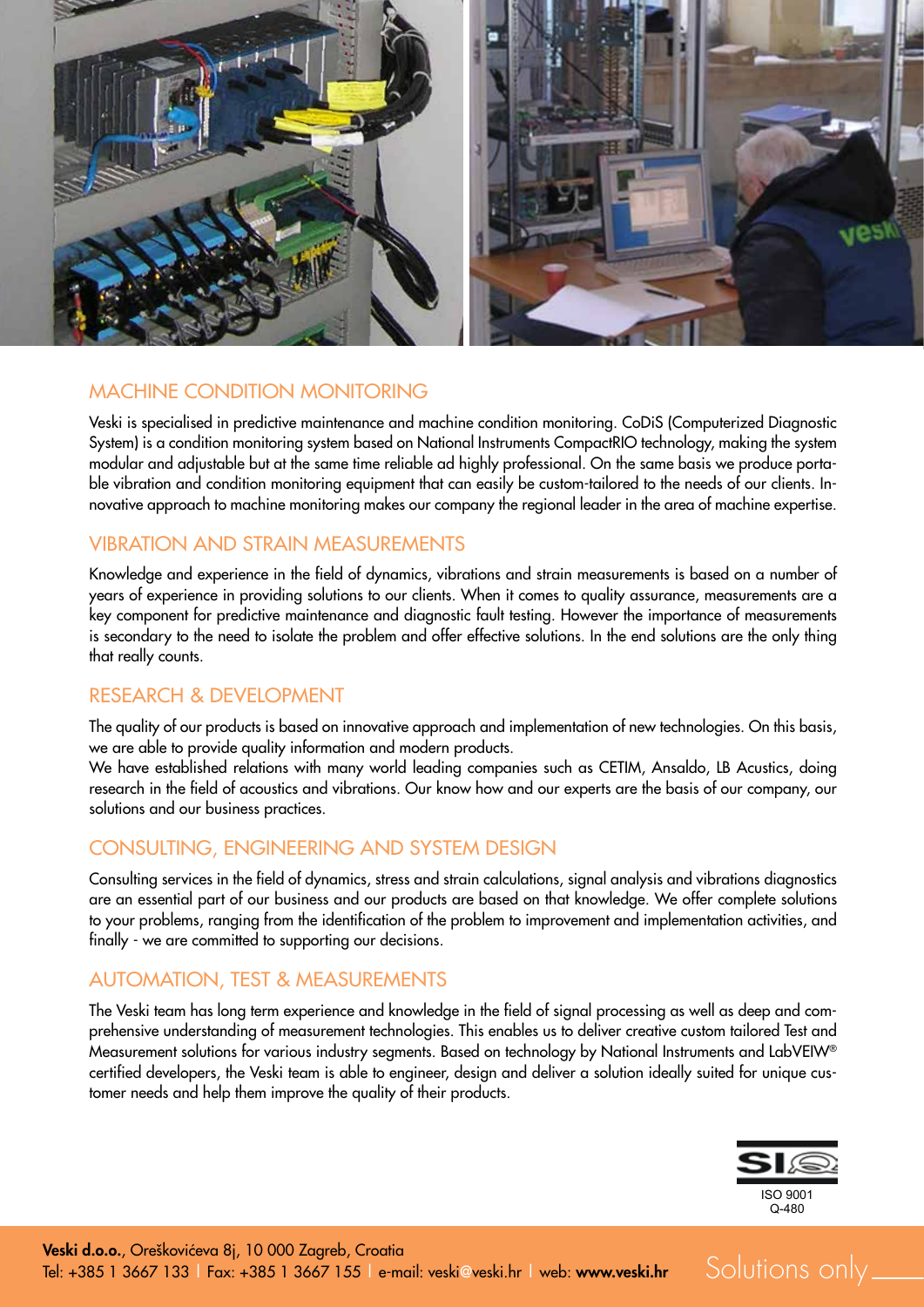## MACHINE CONDITION MONITORING

Veski is specialised in predictive maintenance and machine condition monitoring. CoDiS (Computerized Diagnostic System) is a condition monitoring system based on National Instruments CompactRIO technology, making the system modular and adjustable but at the same time reliable ad highly professional. On the same basis we produce portable vibration and condition monitoring equipment that can easily be custom-tailored to the needs of our clients. Innovative approach to machine monitoring makes our company the regional leader in the area of machine expertise.

## VIBRATION AND STRAIN MEASUREMENTS

Knowledge and experience in the field of dynamics, vibrations and strain measurements is based on a number of years of experience in providing solutions to our clients. When it comes to quality assurance, measurements are a key component for predictive maintenance and diagnostic fault testing. However the importance of measurements is secondary to the need to isolate the problem and offer effective solutions. In the end solutions are the only thing that really counts.

## RESEARCH & DEVELOPMENT

The quality of our products is based on innovative approach and implementation of new technologies. On this basis, we are able to provide quality information and modern products.

We have established relations with many world leading companies such as CETIM, Ansaldo, LB Acustics, doing research in the field of acoustics and vibrations. Our know how and our experts are the basis of our company, our solutions and our business practices.

## CONSULTING, ENGINEERING AND SYSTEM DESIGN

Consulting services in the field of dynamics, stress and strain calculations, signal analysis and vibrations diagnostics are an essential part of our business and our products are based on that knowledge. We offer complete solutions to your problems, ranging from the identification of the problem to improvement and implementation activities, and finally - we are committed to supporting our decisions.

## AUTOMATION, TEST & MEASUREMENTS

The Veski team has long term experience and knowledge in the field of signal processing as well as deep and comprehensive understanding of measurement technologies. This enables us to deliver creative custom tailored Test and Measurement solutions for various industry segments. Based on technology by National Instruments and LabVEIW® certified developers, the Veski team is able to engineer, design and deliver a solution ideally suited for unique customer needs and help them improve the quality of their products.

SIQ
ISO 9001
Q-480

**Veski d.o.o.**, Oreškovićeva 8j, 10 000 Zagreb, Croatia
Tel: +385 1 3667 133 | Fax: +385 1 3667 155 | e-mail: veski@veski.hr | web: **www.veski.hr**

Solutions only